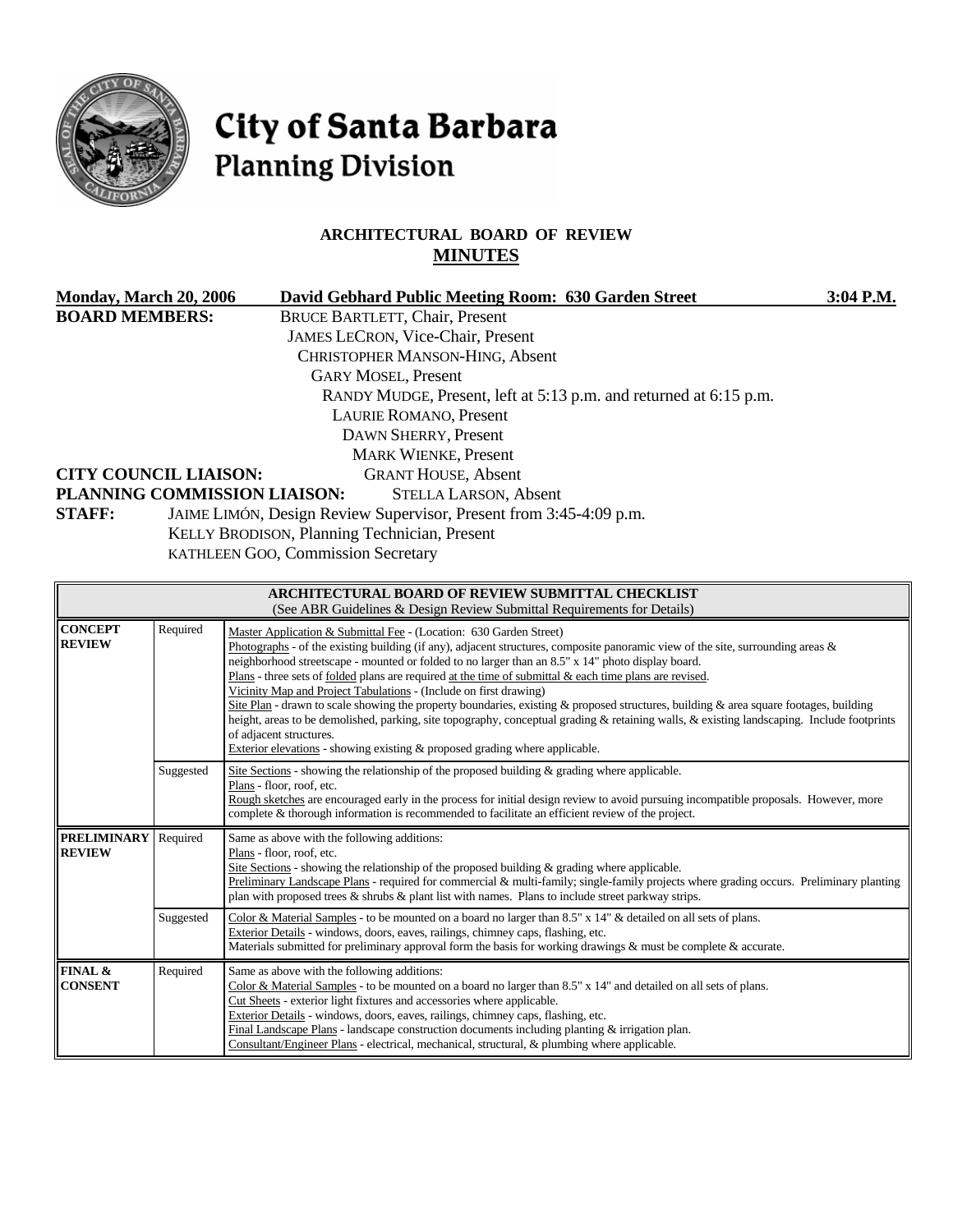# City of Santa Barbara Planning Division

## ARCHITECTURAL BOARD OF REVIEW
## MINUTES

**Monday, March 20, 2006** **David Gebhard Public Meeting Room: 630 Garden Street** **3:04 P.M.**

**BOARD MEMBERS:**
BRUCE BARTLETT, Chair, Present
JAMES LECRON, Vice-Chair, Present
CHRISTOPHER MANSON-HING, Absent
GARY MOSEL, Present
RANDY MUDGE, Present, left at 5:13 p.m. and returned at 6:15 p.m.
LAURIE ROMANO, Present
DAWN SHERRY, Present
MARK WIENKE, Present

**CITY COUNCIL LIAISON:** GRANT HOUSE, Absent

**PLANNING COMMISSION LIAISON:** STELLA LARSON, Absent

**STAFF:**
JAIME LIMÓN, Design Review Supervisor, Present from 3:45-4:09 p.m.
KELLY BRODISON, Planning Technician, Present
KATHLEEN GOO, Commission Secretary

| **ARCHITECTURAL BOARD OF REVIEW SUBMITTAL CHECKLIST** (See ABR Guidelines & Design Review Submittal Requirements for Details) | | |
|---|---|---|
| **CONCEPT REVIEW** | Required | Master Application & Submittal Fee - (Location: 630 Garden Street)<br>Photographs - of the existing building (if any), adjacent structures, composite panoramic view of the site, surrounding areas & neighborhood streetscape - mounted or folded to no larger than an 8.5" x 14" photo display board.<br>Plans - three sets of folded plans are required at the time of submittal & each time plans are revised.<br>Vicinity Map and Project Tabulations - (Include on first drawing)<br>Site Plan - drawn to scale showing the property boundaries, existing & proposed structures, building & area square footages, building height, areas to be demolished, parking, site topography, conceptual grading & retaining walls, & existing landscaping. Include footprints of adjacent structures.<br>Exterior elevations - showing existing & proposed grading where applicable. |
| | Suggested | Site Sections - showing the relationship of the proposed building & grading where applicable.<br>Plans - floor, roof, etc.<br>Rough sketches are encouraged early in the process for initial design review to avoid pursuing incompatible proposals. However, more complete & thorough information is recommended to facilitate an efficient review of the project. |
| **PRELIMINARY REVIEW** | Required | Same as above with the following additions:<br>Plans - floor, roof, etc.<br>Site Sections - showing the relationship of the proposed building & grading where applicable.<br>Preliminary Landscape Plans - required for commercial & multi-family; single-family projects where grading occurs. Preliminary planting plan with proposed trees & shrubs & plant list with names. Plans to include street parkway strips. |
| | Suggested | Color & Material Samples - to be mounted on a board no larger than 8.5" x 14" & detailed on all sets of plans.<br>Exterior Details - windows, doors, eaves, railings, chimney caps, flashing, etc.<br>Materials submitted for preliminary approval form the basis for working drawings & must be complete & accurate. |
| **FINAL & CONSENT** | Required | Same as above with the following additions:<br>Color & Material Samples - to be mounted on a board no larger than 8.5" x 14" and detailed on all sets of plans.<br>Cut Sheets - exterior light fixtures and accessories where applicable.<br>Exterior Details - windows, doors, eaves, railings, chimney caps, flashing, etc.<br>Final Landscape Plans - landscape construction documents including planting & irrigation plan.<br>Consultant/Engineer Plans - electrical, mechanical, structural, & plumbing where applicable. |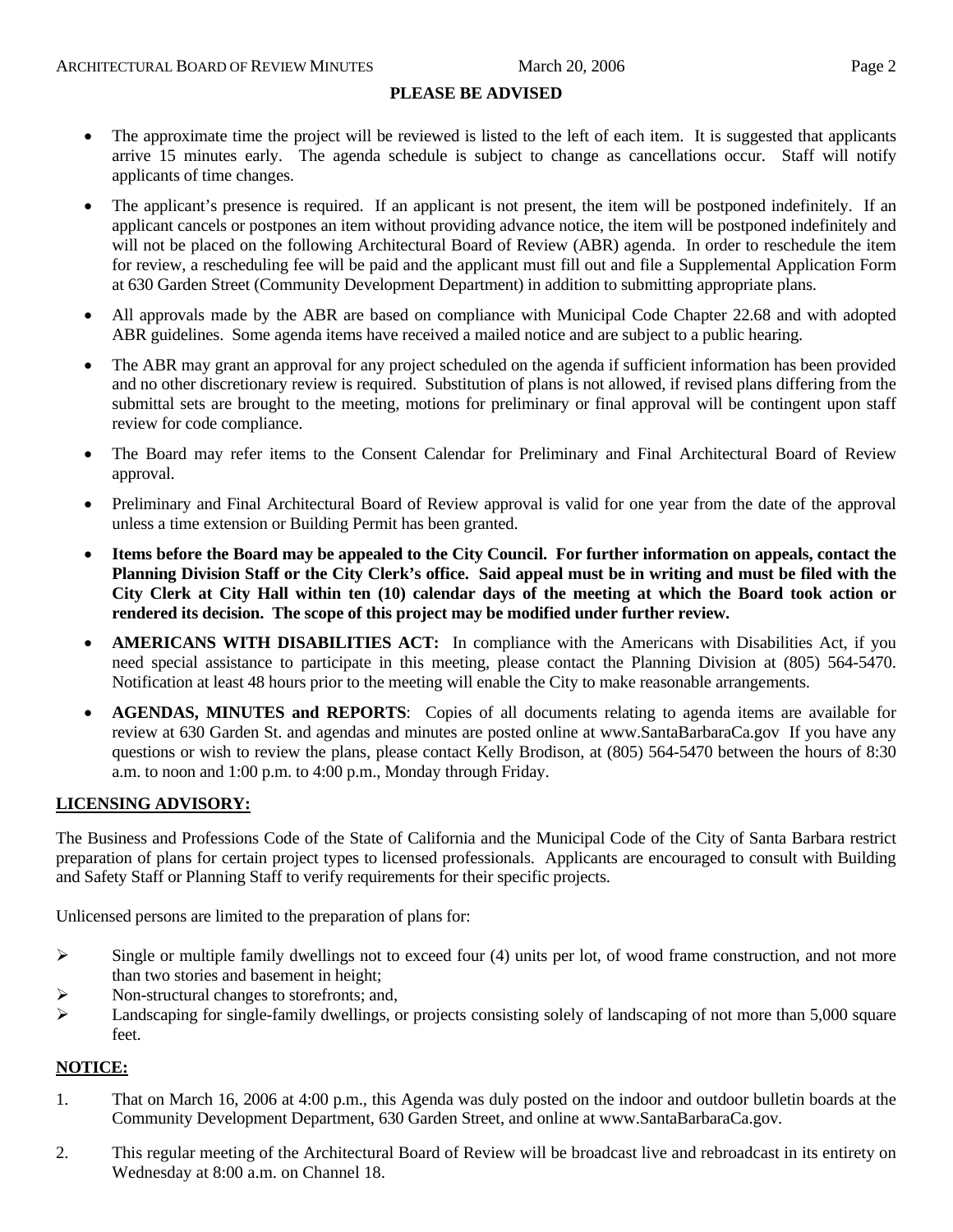## PLEASE BE ADVISED

- The approximate time the project will be reviewed is listed to the left of each item. It is suggested that applicants arrive 15 minutes early. The agenda schedule is subject to change as cancellations occur. Staff will notify applicants of time changes.
- The applicant's presence is required. If an applicant is not present, the item will be postponed indefinitely. If an applicant cancels or postpones an item without providing advance notice, the item will be postponed indefinitely and will not be placed on the following Architectural Board of Review (ABR) agenda. In order to reschedule the item for review, a rescheduling fee will be paid and the applicant must fill out and file a Supplemental Application Form at 630 Garden Street (Community Development Department) in addition to submitting appropriate plans.
- All approvals made by the ABR are based on compliance with Municipal Code Chapter 22.68 and with adopted ABR guidelines. Some agenda items have received a mailed notice and are subject to a public hearing.
- The ABR may grant an approval for any project scheduled on the agenda if sufficient information has been provided and no other discretionary review is required. Substitution of plans is not allowed, if revised plans differing from the submittal sets are brought to the meeting, motions for preliminary or final approval will be contingent upon staff review for code compliance.
- The Board may refer items to the Consent Calendar for Preliminary and Final Architectural Board of Review approval.
- Preliminary and Final Architectural Board of Review approval is valid for one year from the date of the approval unless a time extension or Building Permit has been granted.
- **Items before the Board may be appealed to the City Council. For further information on appeals, contact the Planning Division Staff or the City Clerk's office. Said appeal must be in writing and must be filed with the City Clerk at City Hall within ten (10) calendar days of the meeting at which the Board took action or rendered its decision. The scope of this project may be modified under further review.**
- **AMERICANS WITH DISABILITIES ACT:** In compliance with the Americans with Disabilities Act, if you need special assistance to participate in this meeting, please contact the Planning Division at (805) 564-5470. Notification at least 48 hours prior to the meeting will enable the City to make reasonable arrangements.
- **AGENDAS, MINUTES and REPORTS**: Copies of all documents relating to agenda items are available for review at 630 Garden St. and agendas and minutes are posted online at www.SantaBarbaraCa.gov If you have any questions or wish to review the plans, please contact Kelly Brodison, at (805) 564-5470 between the hours of 8:30 a.m. to noon and 1:00 p.m. to 4:00 p.m., Monday through Friday.

## LICENSING ADVISORY:

The Business and Professions Code of the State of California and the Municipal Code of the City of Santa Barbara restrict preparation of plans for certain project types to licensed professionals. Applicants are encouraged to consult with Building and Safety Staff or Planning Staff to verify requirements for their specific projects.

Unlicensed persons are limited to the preparation of plans for:

- Single or multiple family dwellings not to exceed four (4) units per lot, of wood frame construction, and not more than two stories and basement in height;
- Non-structural changes to storefronts; and,
- Landscaping for single-family dwellings, or projects consisting solely of landscaping of not more than 5,000 square feet.

## NOTICE:

1. That on March 16, 2006 at 4:00 p.m., this Agenda was duly posted on the indoor and outdoor bulletin boards at the Community Development Department, 630 Garden Street, and online at www.SantaBarbaraCa.gov.
2. This regular meeting of the Architectural Board of Review will be broadcast live and rebroadcast in its entirety on Wednesday at 8:00 a.m. on Channel 18.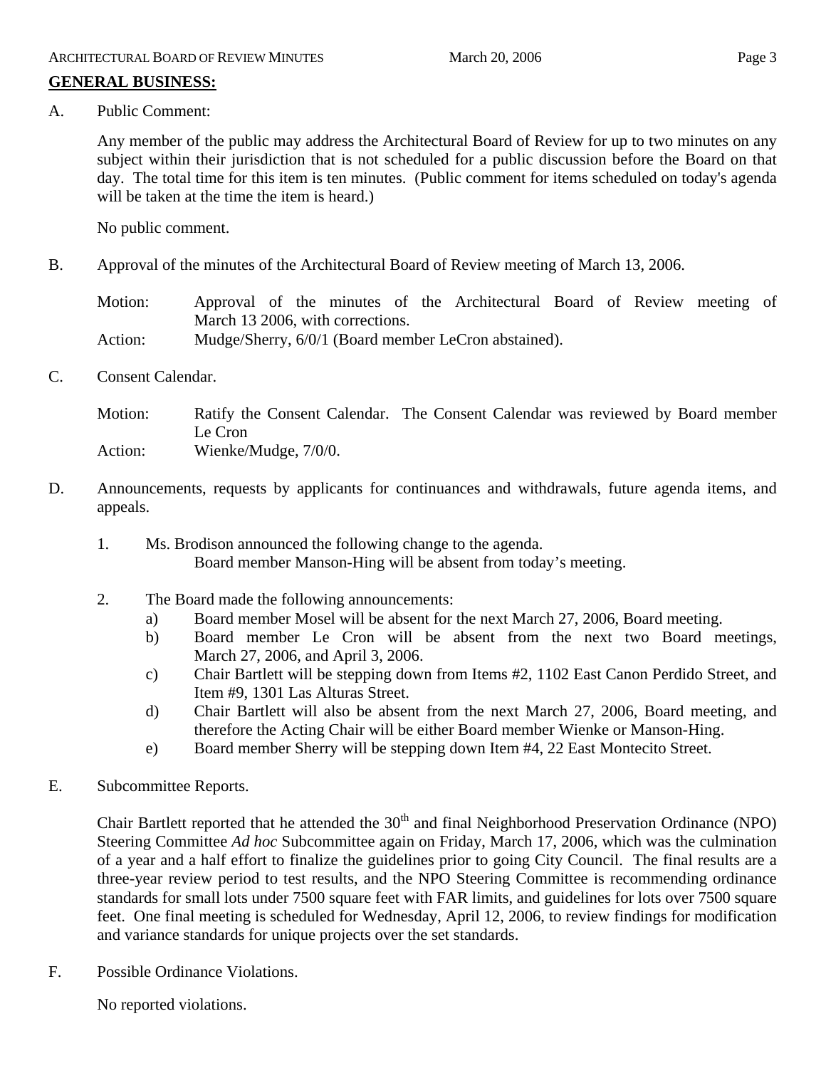**GENERAL BUSINESS:**

A. Public Comment:

Any member of the public may address the Architectural Board of Review for up to two minutes on any subject within their jurisdiction that is not scheduled for a public discussion before the Board on that day. The total time for this item is ten minutes. (Public comment for items scheduled on today's agenda will be taken at the time the item is heard.)

No public comment.

B. Approval of the minutes of the Architectural Board of Review meeting of March 13, 2006.

Motion: Approval of the minutes of the Architectural Board of Review meeting of March 13 2006, with corrections.
Action: Mudge/Sherry, 6/0/1 (Board member LeCron abstained).

C. Consent Calendar.

Motion: Ratify the Consent Calendar. The Consent Calendar was reviewed by Board member Le Cron
Action: Wienke/Mudge, 7/0/0.

D. Announcements, requests by applicants for continuances and withdrawals, future agenda items, and appeals.

1. Ms. Brodison announced the following change to the agenda.
   Board member Manson-Hing will be absent from today's meeting.

2. The Board made the following announcements:
   a) Board member Mosel will be absent for the next March 27, 2006, Board meeting.
   b) Board member Le Cron will be absent from the next two Board meetings, March 27, 2006, and April 3, 2006.
   c) Chair Bartlett will be stepping down from Items #2, 1102 East Canon Perdido Street, and Item #9, 1301 Las Alturas Street.
   d) Chair Bartlett will also be absent from the next March 27, 2006, Board meeting, and therefore the Acting Chair will be either Board member Wienke or Manson-Hing.
   e) Board member Sherry will be stepping down Item #4, 22 East Montecito Street.

E. Subcommittee Reports.

Chair Bartlett reported that he attended the 30th and final Neighborhood Preservation Ordinance (NPO) Steering Committee *Ad hoc* Subcommittee again on Friday, March 17, 2006, which was the culmination of a year and a half effort to finalize the guidelines prior to going City Council. The final results are a three-year review period to test results, and the NPO Steering Committee is recommending ordinance standards for small lots under 7500 square feet with FAR limits, and guidelines for lots over 7500 square feet. One final meeting is scheduled for Wednesday, April 12, 2006, to review findings for modification and variance standards for unique projects over the set standards.

F. Possible Ordinance Violations.

No reported violations.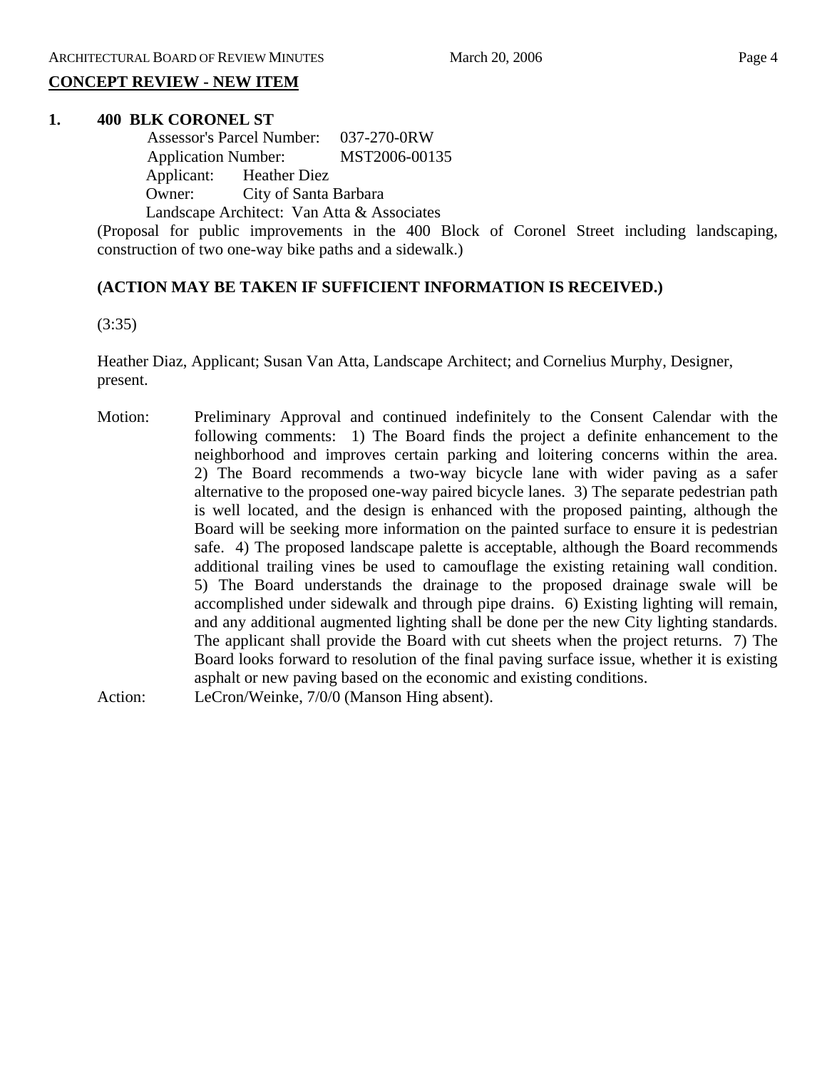## CONCEPT REVIEW - NEW ITEM

**1. 400 BLK CORONEL ST**

Assessor's Parcel Number: 037-270-0RW
Application Number: MST2006-00135
Applicant: Heather Diez
Owner: City of Santa Barbara
Landscape Architect: Van Atta & Associates

(Proposal for public improvements in the 400 Block of Coronel Street including landscaping, construction of two one-way bike paths and a sidewalk.)

**(ACTION MAY BE TAKEN IF SUFFICIENT INFORMATION IS RECEIVED.)**

(3:35)

Heather Diaz, Applicant; Susan Van Atta, Landscape Architect; and Cornelius Murphy, Designer, present.

Motion: Preliminary Approval and continued indefinitely to the Consent Calendar with the following comments: 1) The Board finds the project a definite enhancement to the neighborhood and improves certain parking and loitering concerns within the area. 2) The Board recommends a two-way bicycle lane with wider paving as a safer alternative to the proposed one-way paired bicycle lanes. 3) The separate pedestrian path is well located, and the design is enhanced with the proposed painting, although the Board will be seeking more information on the painted surface to ensure it is pedestrian safe. 4) The proposed landscape palette is acceptable, although the Board recommends additional trailing vines be used to camouflage the existing retaining wall condition. 5) The Board understands the drainage to the proposed drainage swale will be accomplished under sidewalk and through pipe drains. 6) Existing lighting will remain, and any additional augmented lighting shall be done per the new City lighting standards. The applicant shall provide the Board with cut sheets when the project returns. 7) The Board looks forward to resolution of the final paving surface issue, whether it is existing asphalt or new paving based on the economic and existing conditions.

Action: LeCron/Weinke, 7/0/0 (Manson Hing absent).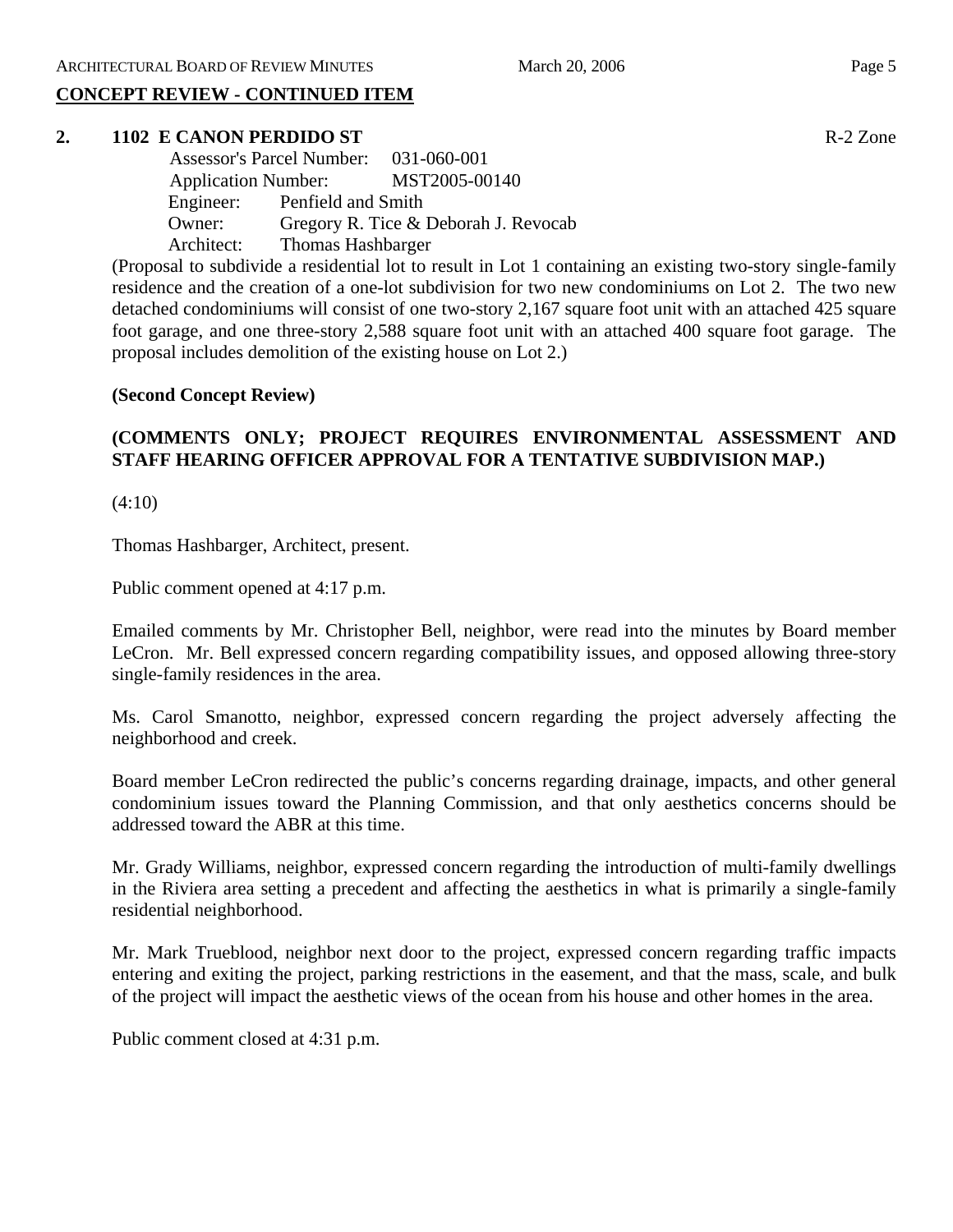## CONCEPT REVIEW - CONTINUED ITEM

**2. 1102 E CANON PERDIDO ST** R-2 Zone

Assessor's Parcel Number: 031-060-001
Application Number: MST2005-00140
Engineer: Penfield and Smith
Owner: Gregory R. Tice & Deborah J. Revocab
Architect: Thomas Hashbarger

(Proposal to subdivide a residential lot to result in Lot 1 containing an existing two-story single-family residence and the creation of a one-lot subdivision for two new condominiums on Lot 2. The two new detached condominiums will consist of one two-story 2,167 square foot unit with an attached 425 square foot garage, and one three-story 2,588 square foot unit with an attached 400 square foot garage. The proposal includes demolition of the existing house on Lot 2.)

**(Second Concept Review)**

**(COMMENTS ONLY; PROJECT REQUIRES ENVIRONMENTAL ASSESSMENT AND STAFF HEARING OFFICER APPROVAL FOR A TENTATIVE SUBDIVISION MAP.)**

(4:10)

Thomas Hashbarger, Architect, present.

Public comment opened at 4:17 p.m.

Emailed comments by Mr. Christopher Bell, neighbor, were read into the minutes by Board member LeCron. Mr. Bell expressed concern regarding compatibility issues, and opposed allowing three-story single-family residences in the area.

Ms. Carol Smanotto, neighbor, expressed concern regarding the project adversely affecting the neighborhood and creek.

Board member LeCron redirected the public's concerns regarding drainage, impacts, and other general condominium issues toward the Planning Commission, and that only aesthetics concerns should be addressed toward the ABR at this time.

Mr. Grady Williams, neighbor, expressed concern regarding the introduction of multi-family dwellings in the Riviera area setting a precedent and affecting the aesthetics in what is primarily a single-family residential neighborhood.

Mr. Mark Trueblood, neighbor next door to the project, expressed concern regarding traffic impacts entering and exiting the project, parking restrictions in the easement, and that the mass, scale, and bulk of the project will impact the aesthetic views of the ocean from his house and other homes in the area.

Public comment closed at 4:31 p.m.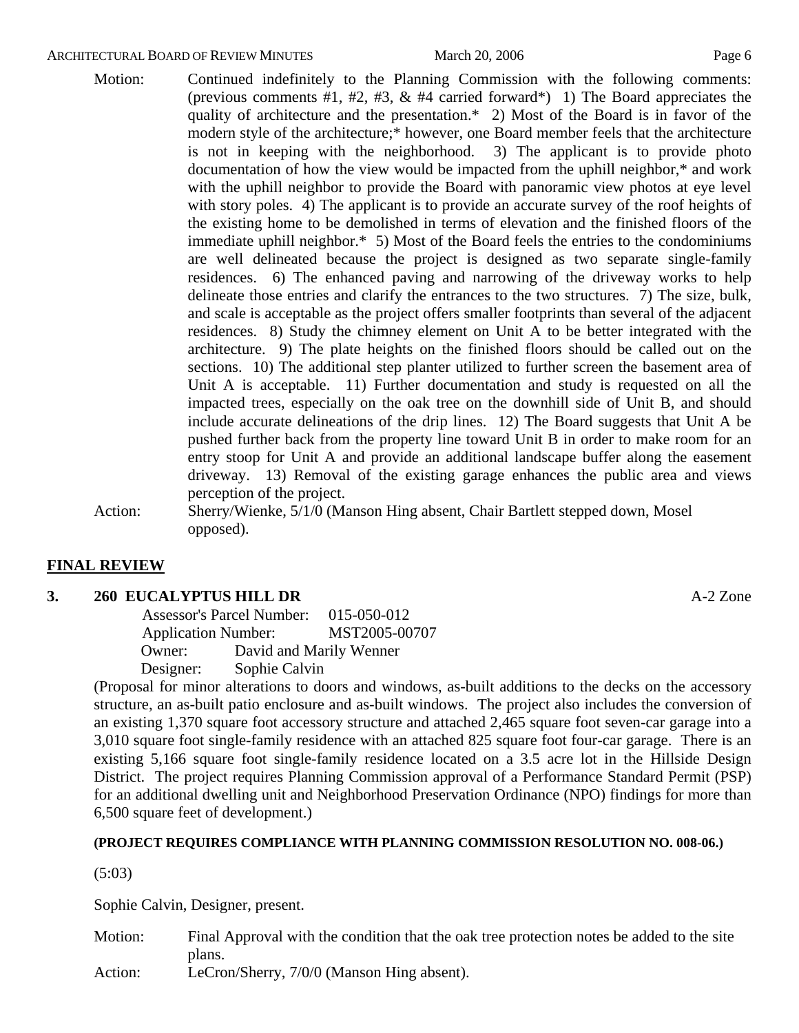Motion: Continued indefinitely to the Planning Commission with the following comments: (previous comments #1, #2, #3, & #4 carried forward*) 1) The Board appreciates the quality of architecture and the presentation.* 2) Most of the Board is in favor of the modern style of the architecture;* however, one Board member feels that the architecture is not in keeping with the neighborhood. 3) The applicant is to provide photo documentation of how the view would be impacted from the uphill neighbor,* and work with the uphill neighbor to provide the Board with panoramic view photos at eye level with story poles. 4) The applicant is to provide an accurate survey of the roof heights of the existing home to be demolished in terms of elevation and the finished floors of the immediate uphill neighbor.* 5) Most of the Board feels the entries to the condominiums are well delineated because the project is designed as two separate single-family residences. 6) The enhanced paving and narrowing of the driveway works to help delineate those entries and clarify the entrances to the two structures. 7) The size, bulk, and scale is acceptable as the project offers smaller footprints than several of the adjacent residences. 8) Study the chimney element on Unit A to be better integrated with the architecture. 9) The plate heights on the finished floors should be called out on the sections. 10) The additional step planter utilized to further screen the basement area of Unit A is acceptable. 11) Further documentation and study is requested on all the impacted trees, especially on the oak tree on the downhill side of Unit B, and should include accurate delineations of the drip lines. 12) The Board suggests that Unit A be pushed further back from the property line toward Unit B in order to make room for an entry stoop for Unit A and provide an additional landscape buffer along the easement driveway. 13) Removal of the existing garage enhances the public area and views perception of the project.

Action: Sherry/Wienke, 5/1/0 (Manson Hing absent, Chair Bartlett stepped down, Mosel opposed).

## FINAL REVIEW

### 3. 260 EUCALYPTUS HILL DR — A-2 Zone

Assessor's Parcel Number: 015-050-012
Application Number: MST2005-00707
Owner: David and Marily Wenner
Designer: Sophie Calvin

(Proposal for minor alterations to doors and windows, as-built additions to the decks on the accessory structure, an as-built patio enclosure and as-built windows. The project also includes the conversion of an existing 1,370 square foot accessory structure and attached 2,465 square foot seven-car garage into a 3,010 square foot single-family residence with an attached 825 square foot four-car garage. There is an existing 5,166 square foot single-family residence located on a 3.5 acre lot in the Hillside Design District. The project requires Planning Commission approval of a Performance Standard Permit (PSP) for an additional dwelling unit and Neighborhood Preservation Ordinance (NPO) findings for more than 6,500 square feet of development.)

**(PROJECT REQUIRES COMPLIANCE WITH PLANNING COMMISSION RESOLUTION NO. 008-06.)**

(5:03)

Sophie Calvin, Designer, present.

Motion: Final Approval with the condition that the oak tree protection notes be added to the site plans.

Action: LeCron/Sherry, 7/0/0 (Manson Hing absent).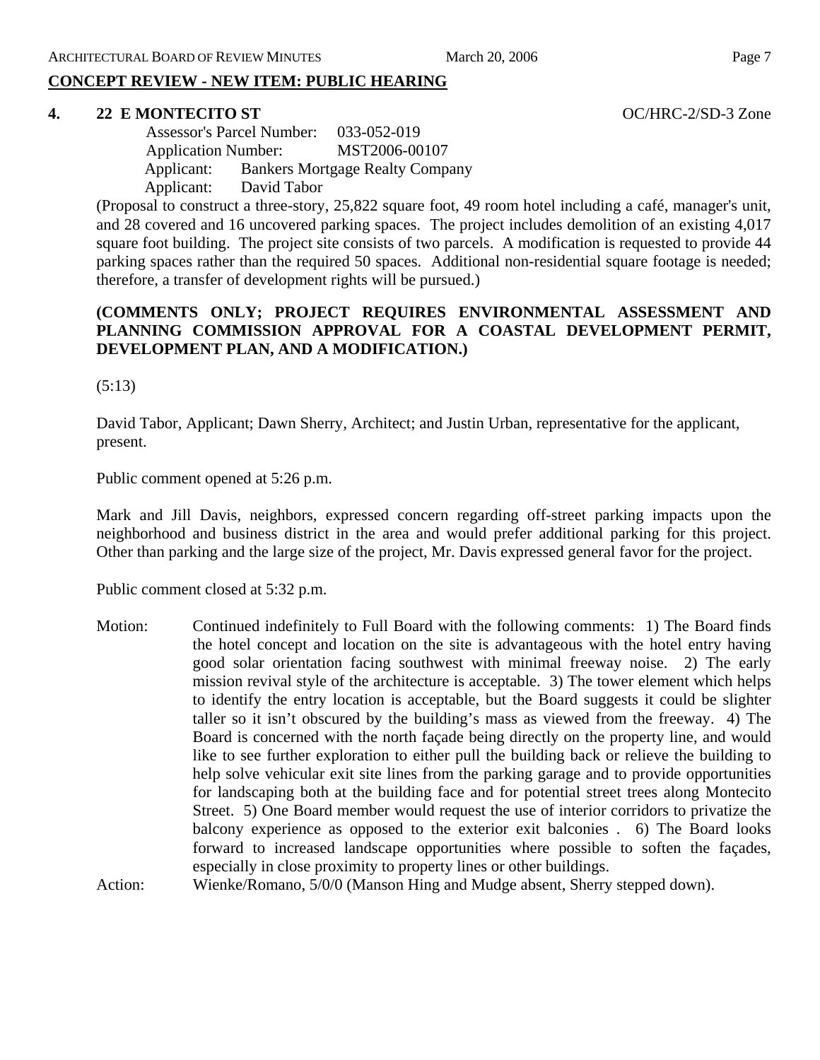## CONCEPT REVIEW - NEW ITEM: PUBLIC HEARING

**4. 22 E MONTECITO ST** OC/HRC-2/SD-3 Zone

Assessor's Parcel Number: 033-052-019
Application Number: MST2006-00107
Applicant: Bankers Mortgage Realty Company
Applicant: David Tabor

(Proposal to construct a three-story, 25,822 square foot, 49 room hotel including a café, manager's unit, and 28 covered and 16 uncovered parking spaces. The project includes demolition of an existing 4,017 square foot building. The project site consists of two parcels. A modification is requested to provide 44 parking spaces rather than the required 50 spaces. Additional non-residential square footage is needed; therefore, a transfer of development rights will be pursued.)

**(COMMENTS ONLY; PROJECT REQUIRES ENVIRONMENTAL ASSESSMENT AND PLANNING COMMISSION APPROVAL FOR A COASTAL DEVELOPMENT PERMIT, DEVELOPMENT PLAN, AND A MODIFICATION.)**

(5:13)

David Tabor, Applicant; Dawn Sherry, Architect; and Justin Urban, representative for the applicant, present.

Public comment opened at 5:26 p.m.

Mark and Jill Davis, neighbors, expressed concern regarding off-street parking impacts upon the neighborhood and business district in the area and would prefer additional parking for this project. Other than parking and the large size of the project, Mr. Davis expressed general favor for the project.

Public comment closed at 5:32 p.m.

Motion: Continued indefinitely to Full Board with the following comments: 1) The Board finds the hotel concept and location on the site is advantageous with the hotel entry having good solar orientation facing southwest with minimal freeway noise. 2) The early mission revival style of the architecture is acceptable. 3) The tower element which helps to identify the entry location is acceptable, but the Board suggests it could be slighter taller so it isn't obscured by the building's mass as viewed from the freeway. 4) The Board is concerned with the north façade being directly on the property line, and would like to see further exploration to either pull the building back or relieve the building to help solve vehicular exit site lines from the parking garage and to provide opportunities for landscaping both at the building face and for potential street trees along Montecito Street. 5) One Board member would request the use of interior corridors to privatize the balcony experience as opposed to the exterior exit balconies . 6) The Board looks forward to increased landscape opportunities where possible to soften the façades, especially in close proximity to property lines or other buildings.

Action: Wienke/Romano, 5/0/0 (Manson Hing and Mudge absent, Sherry stepped down).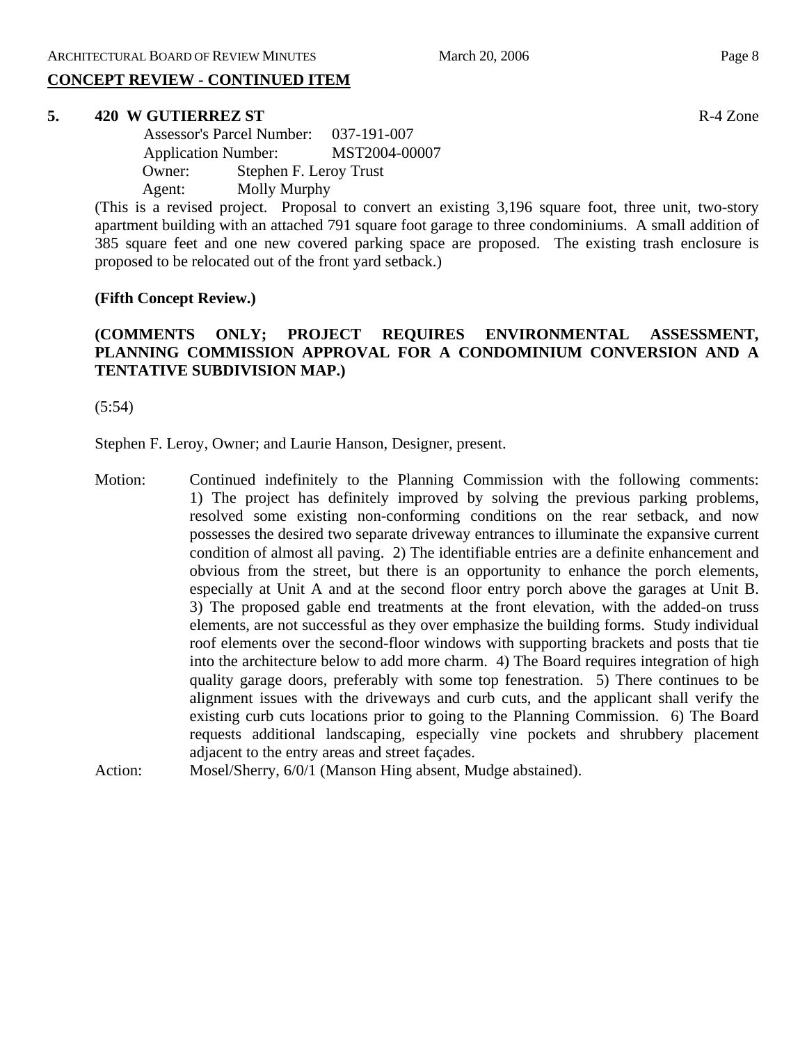**CONCEPT REVIEW - CONTINUED ITEM**

**5. 420 W GUTIERREZ ST** R-4 Zone

Assessor's Parcel Number: 037-191-007
Application Number: MST2004-00007
Owner: Stephen F. Leroy Trust
Agent: Molly Murphy

(This is a revised project. Proposal to convert an existing 3,196 square foot, three unit, two-story apartment building with an attached 791 square foot garage to three condominiums. A small addition of 385 square feet and one new covered parking space are proposed. The existing trash enclosure is proposed to be relocated out of the front yard setback.)

**(Fifth Concept Review.)**

**(COMMENTS ONLY; PROJECT REQUIRES ENVIRONMENTAL ASSESSMENT, PLANNING COMMISSION APPROVAL FOR A CONDOMINIUM CONVERSION AND A TENTATIVE SUBDIVISION MAP.)**

(5:54)

Stephen F. Leroy, Owner; and Laurie Hanson, Designer, present.

Motion: Continued indefinitely to the Planning Commission with the following comments: 1) The project has definitely improved by solving the previous parking problems, resolved some existing non-conforming conditions on the rear setback, and now possesses the desired two separate driveway entrances to illuminate the expansive current condition of almost all paving. 2) The identifiable entries are a definite enhancement and obvious from the street, but there is an opportunity to enhance the porch elements, especially at Unit A and at the second floor entry porch above the garages at Unit B. 3) The proposed gable end treatments at the front elevation, with the added-on truss elements, are not successful as they over emphasize the building forms. Study individual roof elements over the second-floor windows with supporting brackets and posts that tie into the architecture below to add more charm. 4) The Board requires integration of high quality garage doors, preferably with some top fenestration. 5) There continues to be alignment issues with the driveways and curb cuts, and the applicant shall verify the existing curb cuts locations prior to going to the Planning Commission. 6) The Board requests additional landscaping, especially vine pockets and shrubbery placement adjacent to the entry areas and street façades.

Action: Mosel/Sherry, 6/0/1 (Manson Hing absent, Mudge abstained).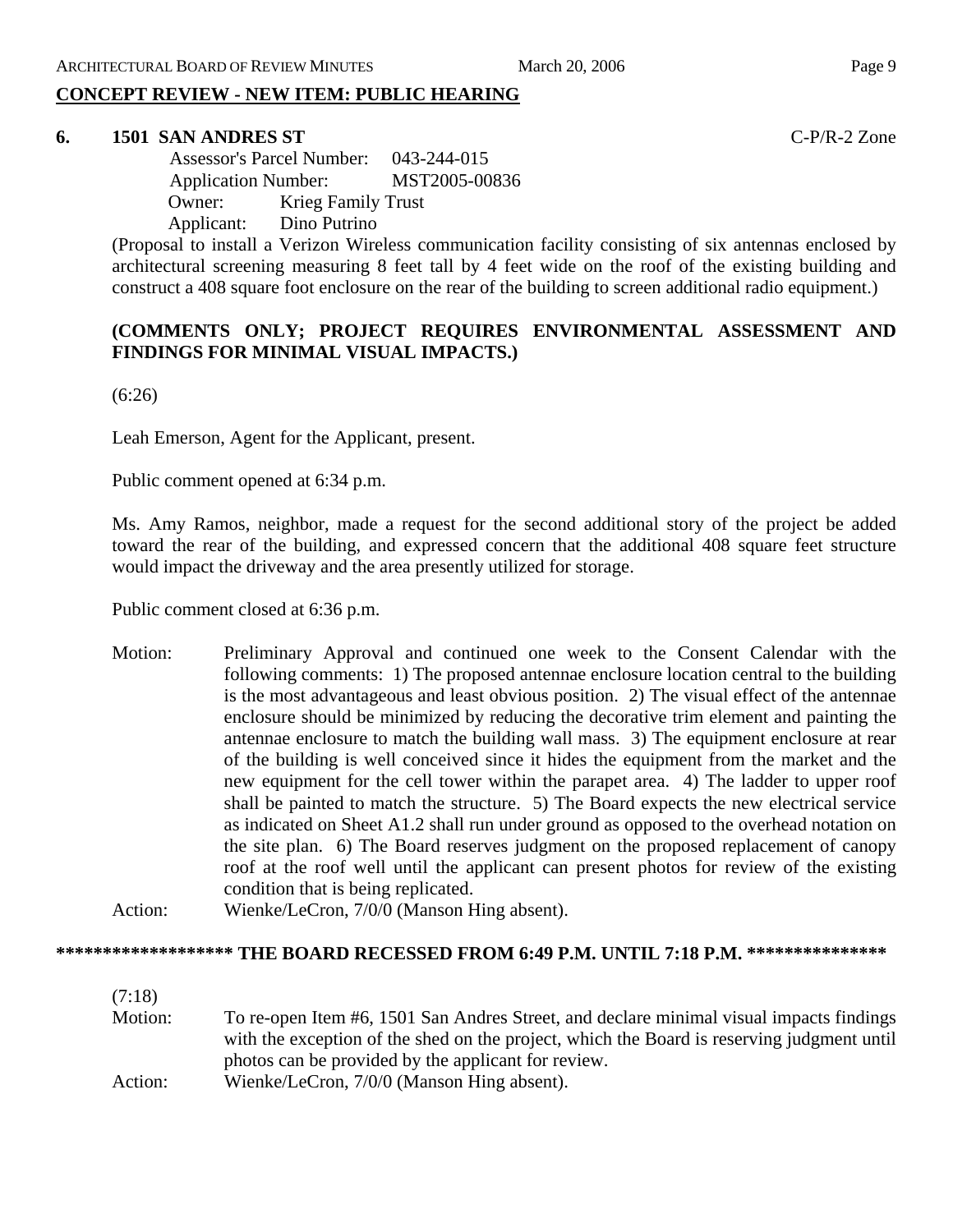## CONCEPT REVIEW - NEW ITEM: PUBLIC HEARING

**6. 1501 SAN ANDRES ST** C-P/R-2 Zone

Assessor's Parcel Number: 043-244-015
Application Number: MST2005-00836
Owner: Krieg Family Trust
Applicant: Dino Putrino

(Proposal to install a Verizon Wireless communication facility consisting of six antennas enclosed by architectural screening measuring 8 feet tall by 4 feet wide on the roof of the existing building and construct a 408 square foot enclosure on the rear of the building to screen additional radio equipment.)

**(COMMENTS ONLY; PROJECT REQUIRES ENVIRONMENTAL ASSESSMENT AND FINDINGS FOR MINIMAL VISUAL IMPACTS.)**

(6:26)

Leah Emerson, Agent for the Applicant, present.

Public comment opened at 6:34 p.m.

Ms. Amy Ramos, neighbor, made a request for the second additional story of the project be added toward the rear of the building, and expressed concern that the additional 408 square feet structure would impact the driveway and the area presently utilized for storage.

Public comment closed at 6:36 p.m.

Motion: Preliminary Approval and continued one week to the Consent Calendar with the following comments: 1) The proposed antennae enclosure location central to the building is the most advantageous and least obvious position. 2) The visual effect of the antennae enclosure should be minimized by reducing the decorative trim element and painting the antennae enclosure to match the building wall mass. 3) The equipment enclosure at rear of the building is well conceived since it hides the equipment from the market and the new equipment for the cell tower within the parapet area. 4) The ladder to upper roof shall be painted to match the structure. 5) The Board expects the new electrical service as indicated on Sheet A1.2 shall run under ground as opposed to the overhead notation on the site plan. 6) The Board reserves judgment on the proposed replacement of canopy roof at the roof well until the applicant can present photos for review of the existing condition that is being replicated.

Action: Wienke/LeCron, 7/0/0 (Manson Hing absent).

**\*\*\*\*\*\*\*\*\*\*\*\*\*\*\*\*\*\*\* THE BOARD RECESSED FROM 6:49 P.M. UNTIL 7:18 P.M. \*\*\*\*\*\*\*\*\*\*\*\*\*\*\***

(7:18)

Motion: To re-open Item #6, 1501 San Andres Street, and declare minimal visual impacts findings with the exception of the shed on the project, which the Board is reserving judgment until photos can be provided by the applicant for review.

Action: Wienke/LeCron, 7/0/0 (Manson Hing absent).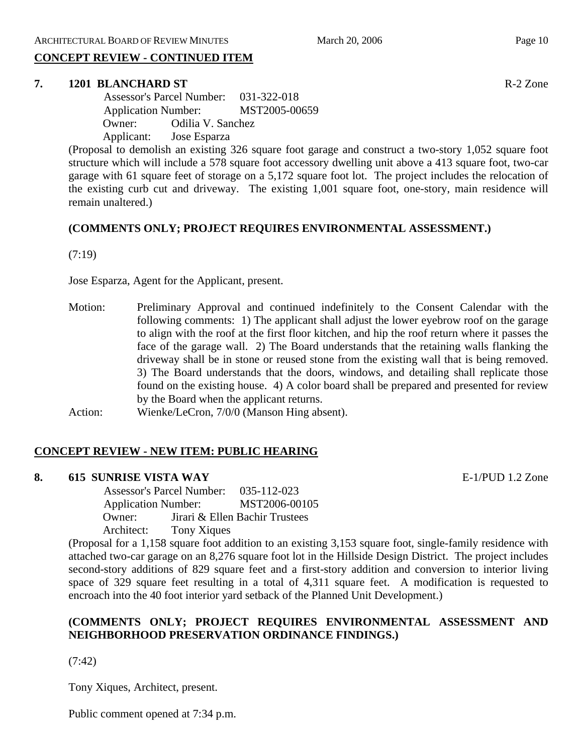## CONCEPT REVIEW - CONTINUED ITEM

**7. 1201 BLANCHARD ST** R-2 Zone

Assessor's Parcel Number: 031-322-018
Application Number: MST2005-00659
Owner: Odilia V. Sanchez
Applicant: Jose Esparza

(Proposal to demolish an existing 326 square foot garage and construct a two-story 1,052 square foot structure which will include a 578 square foot accessory dwelling unit above a 413 square foot, two-car garage with 61 square feet of storage on a 5,172 square foot lot. The project includes the relocation of the existing curb cut and driveway. The existing 1,001 square foot, one-story, main residence will remain unaltered.)

**(COMMENTS ONLY; PROJECT REQUIRES ENVIRONMENTAL ASSESSMENT.)**

(7:19)

Jose Esparza, Agent for the Applicant, present.

Motion: Preliminary Approval and continued indefinitely to the Consent Calendar with the following comments: 1) The applicant shall adjust the lower eyebrow roof on the garage to align with the roof at the first floor kitchen, and hip the roof return where it passes the face of the garage wall. 2) The Board understands that the retaining walls flanking the driveway shall be in stone or reused stone from the existing wall that is being removed. 3) The Board understands that the doors, windows, and detailing shall replicate those found on the existing house. 4) A color board shall be prepared and presented for review by the Board when the applicant returns.

Action: Wienke/LeCron, 7/0/0 (Manson Hing absent).

## CONCEPT REVIEW - NEW ITEM: PUBLIC HEARING

**8. 615 SUNRISE VISTA WAY** E-1/PUD 1.2 Zone

Assessor's Parcel Number: 035-112-023
Application Number: MST2006-00105
Owner: Jirari & Ellen Bachir Trustees
Architect: Tony Xiques

(Proposal for a 1,158 square foot addition to an existing 3,153 square foot, single-family residence with attached two-car garage on an 8,276 square foot lot in the Hillside Design District. The project includes second-story additions of 829 square feet and a first-story addition and conversion to interior living space of 329 square feet resulting in a total of 4,311 square feet. A modification is requested to encroach into the 40 foot interior yard setback of the Planned Unit Development.)

**(COMMENTS ONLY; PROJECT REQUIRES ENVIRONMENTAL ASSESSMENT AND NEIGHBORHOOD PRESERVATION ORDINANCE FINDINGS.)**

(7:42)

Tony Xiques, Architect, present.

Public comment opened at 7:34 p.m.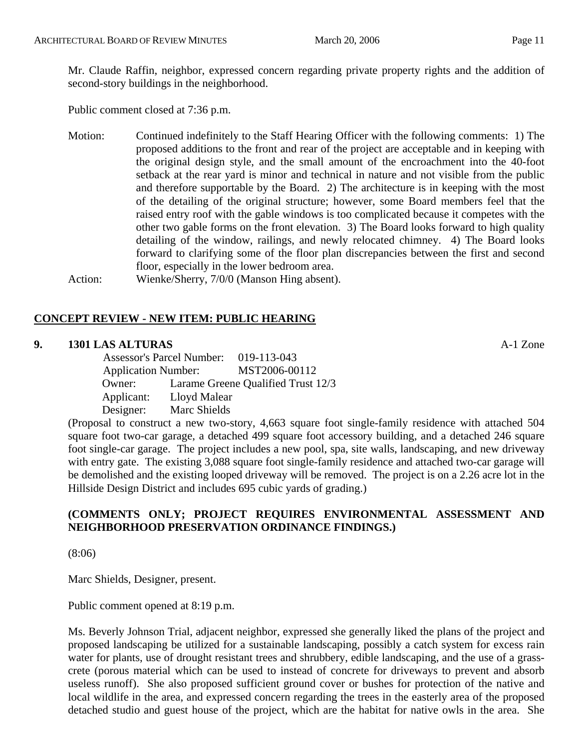Mr. Claude Raffin, neighbor, expressed concern regarding private property rights and the addition of second-story buildings in the neighborhood.

Public comment closed at 7:36 p.m.

Motion: Continued indefinitely to the Staff Hearing Officer with the following comments: 1) The proposed additions to the front and rear of the project are acceptable and in keeping with the original design style, and the small amount of the encroachment into the 40-foot setback at the rear yard is minor and technical in nature and not visible from the public and therefore supportable by the Board. 2) The architecture is in keeping with the most of the detailing of the original structure; however, some Board members feel that the raised entry roof with the gable windows is too complicated because it competes with the other two gable forms on the front elevation. 3) The Board looks forward to high quality detailing of the window, railings, and newly relocated chimney. 4) The Board looks forward to clarifying some of the floor plan discrepancies between the first and second floor, especially in the lower bedroom area.

Action: Wienke/Sherry, 7/0/0 (Manson Hing absent).

## CONCEPT REVIEW - NEW ITEM: PUBLIC HEARING

**9. 1301 LAS ALTURAS** A-1 Zone

Assessor's Parcel Number: 019-113-043
Application Number: MST2006-00112
Owner: Larame Greene Qualified Trust 12/3
Applicant: Lloyd Malear
Designer: Marc Shields

(Proposal to construct a new two-story, 4,663 square foot single-family residence with attached 504 square foot two-car garage, a detached 499 square foot accessory building, and a detached 246 square foot single-car garage. The project includes a new pool, spa, site walls, landscaping, and new driveway with entry gate. The existing 3,088 square foot single-family residence and attached two-car garage will be demolished and the existing looped driveway will be removed. The project is on a 2.26 acre lot in the Hillside Design District and includes 695 cubic yards of grading.)

**(COMMENTS ONLY; PROJECT REQUIRES ENVIRONMENTAL ASSESSMENT AND NEIGHBORHOOD PRESERVATION ORDINANCE FINDINGS.)**

(8:06)

Marc Shields, Designer, present.

Public comment opened at 8:19 p.m.

Ms. Beverly Johnson Trial, adjacent neighbor, expressed she generally liked the plans of the project and proposed landscaping be utilized for a sustainable landscaping, possibly a catch system for excess rain water for plants, use of drought resistant trees and shrubbery, edible landscaping, and the use of a grass-crete (porous material which can be used to instead of concrete for driveways to prevent and absorb useless runoff). She also proposed sufficient ground cover or bushes for protection of the native and local wildlife in the area, and expressed concern regarding the trees in the easterly area of the proposed detached studio and guest house of the project, which are the habitat for native owls in the area. She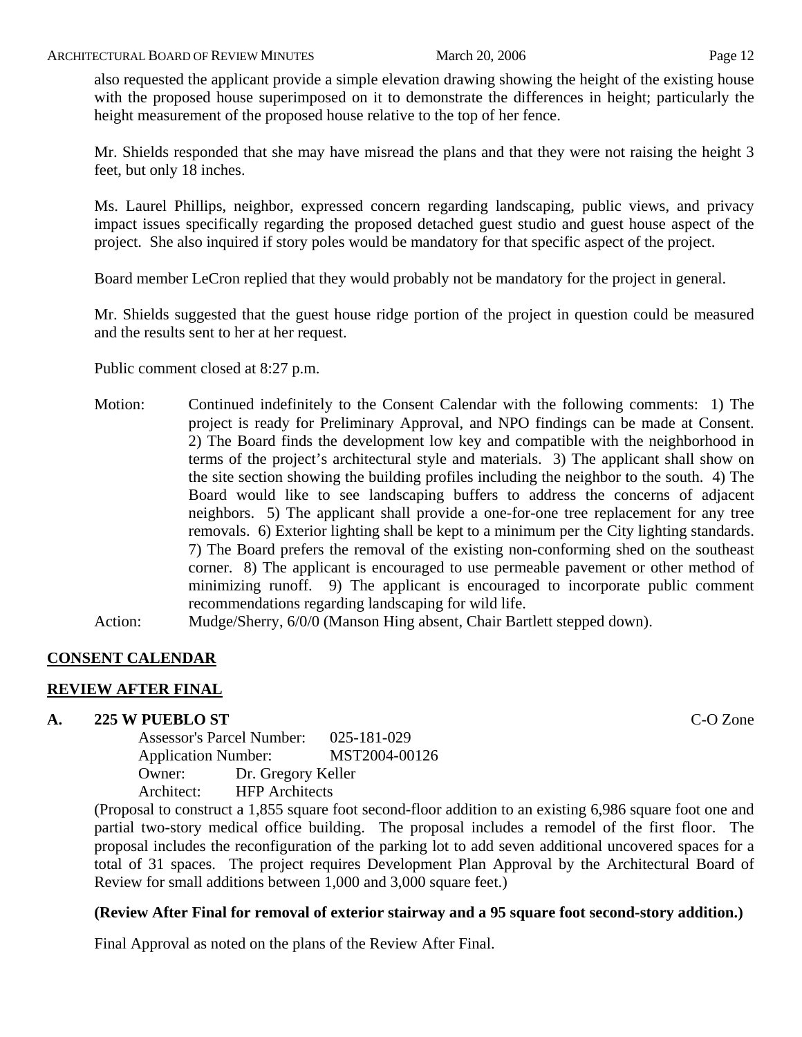also requested the applicant provide a simple elevation drawing showing the height of the existing house with the proposed house superimposed on it to demonstrate the differences in height; particularly the height measurement of the proposed house relative to the top of her fence.

Mr. Shields responded that she may have misread the plans and that they were not raising the height 3 feet, but only 18 inches.

Ms. Laurel Phillips, neighbor, expressed concern regarding landscaping, public views, and privacy impact issues specifically regarding the proposed detached guest studio and guest house aspect of the project. She also inquired if story poles would be mandatory for that specific aspect of the project.

Board member LeCron replied that they would probably not be mandatory for the project in general.

Mr. Shields suggested that the guest house ridge portion of the project in question could be measured and the results sent to her at her request.

Public comment closed at 8:27 p.m.

Motion: Continued indefinitely to the Consent Calendar with the following comments: 1) The project is ready for Preliminary Approval, and NPO findings can be made at Consent. 2) The Board finds the development low key and compatible with the neighborhood in terms of the project's architectural style and materials. 3) The applicant shall show on the site section showing the building profiles including the neighbor to the south. 4) The Board would like to see landscaping buffers to address the concerns of adjacent neighbors. 5) The applicant shall provide a one-for-one tree replacement for any tree removals. 6) Exterior lighting shall be kept to a minimum per the City lighting standards. 7) The Board prefers the removal of the existing non-conforming shed on the southeast corner. 8) The applicant is encouraged to use permeable pavement or other method of minimizing runoff. 9) The applicant is encouraged to incorporate public comment recommendations regarding landscaping for wild life.

Action: Mudge/Sherry, 6/0/0 (Manson Hing absent, Chair Bartlett stepped down).

## CONSENT CALENDAR

## REVIEW AFTER FINAL

### A. 225 W PUEBLO ST — C-O Zone

Assessor's Parcel Number: 025-181-029
Application Number: MST2004-00126
Owner: Dr. Gregory Keller
Architect: HFP Architects

(Proposal to construct a 1,855 square foot second-floor addition to an existing 6,986 square foot one and partial two-story medical office building. The proposal includes a remodel of the first floor. The proposal includes the reconfiguration of the parking lot to add seven additional uncovered spaces for a total of 31 spaces. The project requires Development Plan Approval by the Architectural Board of Review for small additions between 1,000 and 3,000 square feet.)

**(Review After Final for removal of exterior stairway and a 95 square foot second-story addition.)**

Final Approval as noted on the plans of the Review After Final.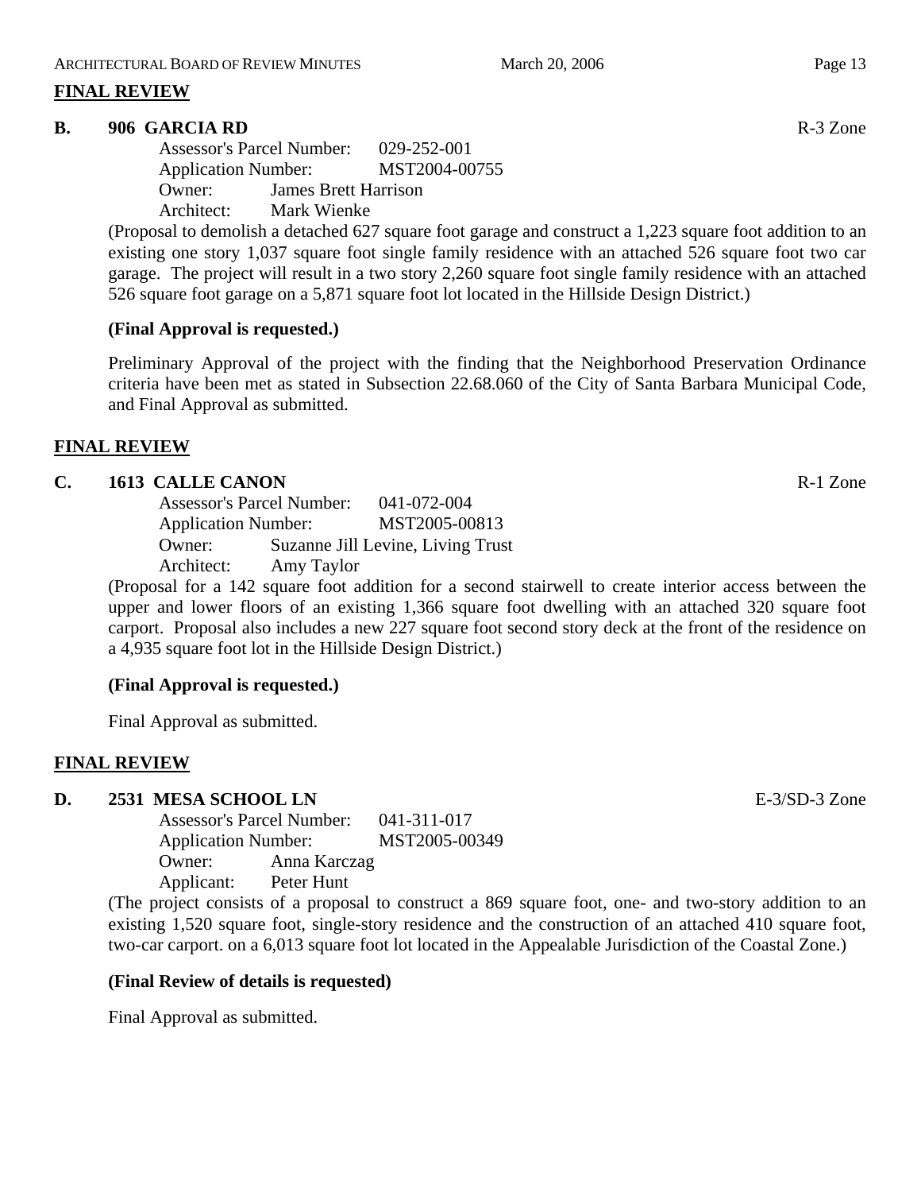## FINAL REVIEW

**B. 906 GARCIA RD** R-3 Zone

Assessor's Parcel Number: 029-252-001
Application Number: MST2004-00755
Owner: James Brett Harrison
Architect: Mark Wienke

(Proposal to demolish a detached 627 square foot garage and construct a 1,223 square foot addition to an existing one story 1,037 square foot single family residence with an attached 526 square foot two car garage. The project will result in a two story 2,260 square foot single family residence with an attached 526 square foot garage on a 5,871 square foot lot located in the Hillside Design District.)

**(Final Approval is requested.)**

Preliminary Approval of the project with the finding that the Neighborhood Preservation Ordinance criteria have been met as stated in Subsection 22.68.060 of the City of Santa Barbara Municipal Code, and Final Approval as submitted.

## FINAL REVIEW

**C. 1613 CALLE CANON** R-1 Zone

Assessor's Parcel Number: 041-072-004
Application Number: MST2005-00813
Owner: Suzanne Jill Levine, Living Trust
Architect: Amy Taylor

(Proposal for a 142 square foot addition for a second stairwell to create interior access between the upper and lower floors of an existing 1,366 square foot dwelling with an attached 320 square foot carport. Proposal also includes a new 227 square foot second story deck at the front of the residence on a 4,935 square foot lot in the Hillside Design District.)

**(Final Approval is requested.)**

Final Approval as submitted.

## FINAL REVIEW

**D. 2531 MESA SCHOOL LN** E-3/SD-3 Zone

Assessor's Parcel Number: 041-311-017
Application Number: MST2005-00349
Owner: Anna Karczag
Applicant: Peter Hunt

(The project consists of a proposal to construct a 869 square foot, one- and two-story addition to an existing 1,520 square foot, single-story residence and the construction of an attached 410 square foot, two-car carport. on a 6,013 square foot lot located in the Appealable Jurisdiction of the Coastal Zone.)

**(Final Review of details is requested)**

Final Approval as submitted.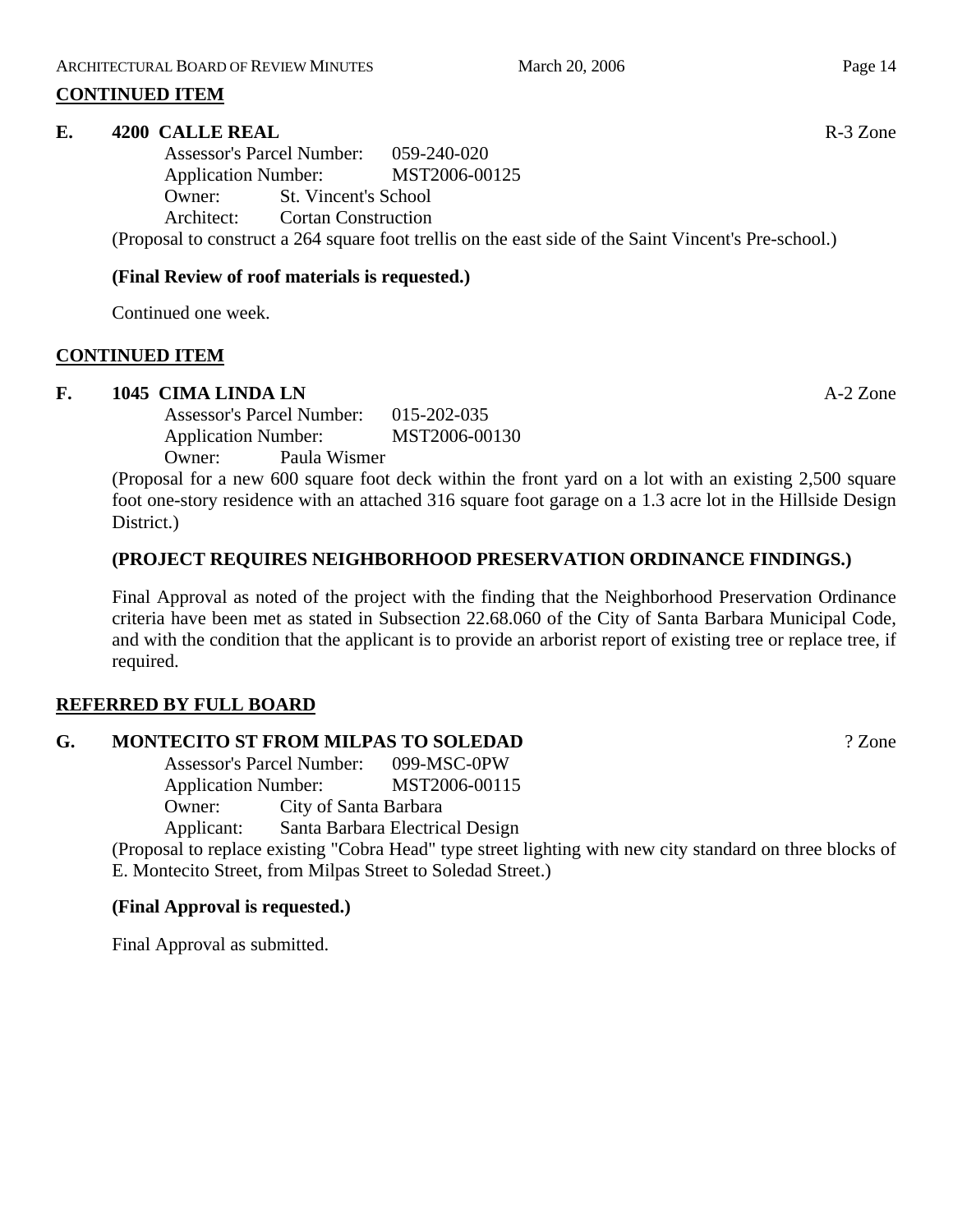**CONTINUED ITEM**

**E. 4200 CALLE REAL** R-3 Zone

Assessor's Parcel Number: 059-240-020
Application Number: MST2006-00125
Owner: St. Vincent's School
Architect: Cortan Construction

(Proposal to construct a 264 square foot trellis on the east side of the Saint Vincent's Pre-school.)

**(Final Review of roof materials is requested.)**

Continued one week.

**CONTINUED ITEM**

**F. 1045 CIMA LINDA LN** A-2 Zone

Assessor's Parcel Number: 015-202-035
Application Number: MST2006-00130
Owner: Paula Wismer

(Proposal for a new 600 square foot deck within the front yard on a lot with an existing 2,500 square foot one-story residence with an attached 316 square foot garage on a 1.3 acre lot in the Hillside Design District.)

**(PROJECT REQUIRES NEIGHBORHOOD PRESERVATION ORDINANCE FINDINGS.)**

Final Approval as noted of the project with the finding that the Neighborhood Preservation Ordinance criteria have been met as stated in Subsection 22.68.060 of the City of Santa Barbara Municipal Code, and with the condition that the applicant is to provide an arborist report of existing tree or replace tree, if required.

**REFERRED BY FULL BOARD**

**G. MONTECITO ST FROM MILPAS TO SOLEDAD** ? Zone

Assessor's Parcel Number: 099-MSC-0PW
Application Number: MST2006-00115
Owner: City of Santa Barbara
Applicant: Santa Barbara Electrical Design

(Proposal to replace existing "Cobra Head" type street lighting with new city standard on three blocks of E. Montecito Street, from Milpas Street to Soledad Street.)

**(Final Approval is requested.)**

Final Approval as submitted.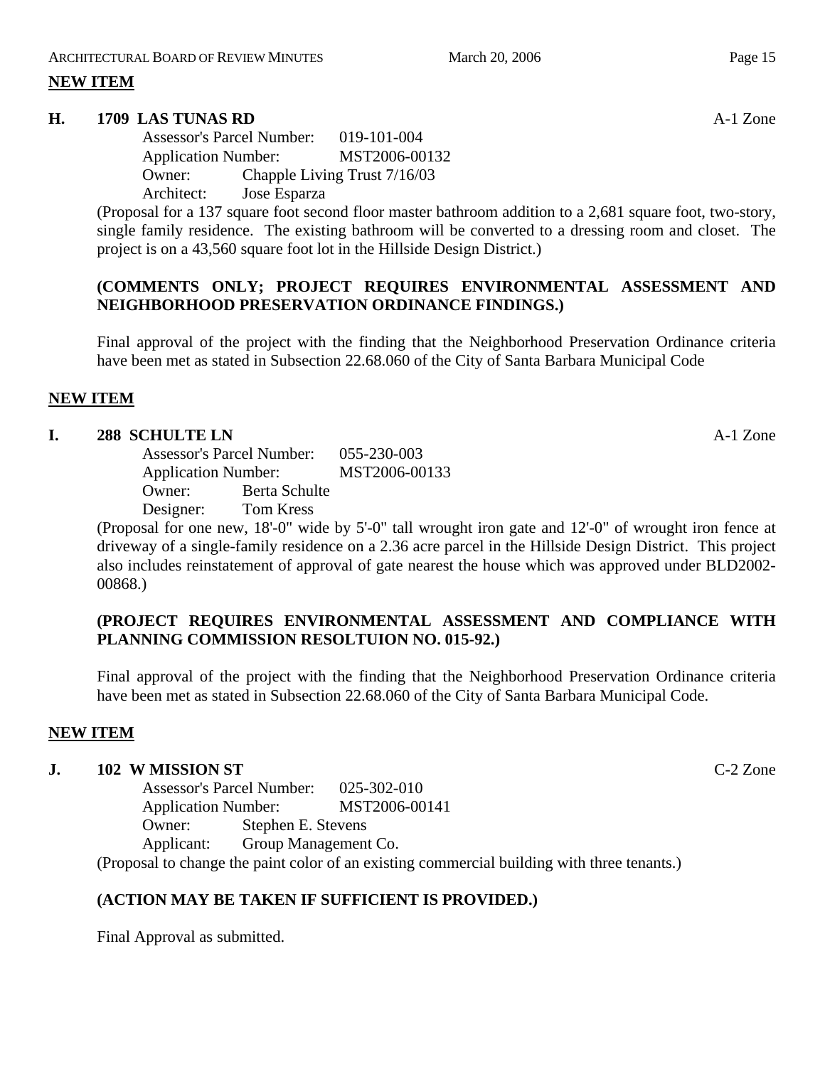**NEW ITEM**

**H. 1709 LAS TUNAS RD** A-1 Zone

Assessor's Parcel Number: 019-101-004
Application Number: MST2006-00132
Owner: Chapple Living Trust 7/16/03
Architect: Jose Esparza

(Proposal for a 137 square foot second floor master bathroom addition to a 2,681 square foot, two-story, single family residence. The existing bathroom will be converted to a dressing room and closet. The project is on a 43,560 square foot lot in the Hillside Design District.)

**(COMMENTS ONLY; PROJECT REQUIRES ENVIRONMENTAL ASSESSMENT AND NEIGHBORHOOD PRESERVATION ORDINANCE FINDINGS.)**

Final approval of the project with the finding that the Neighborhood Preservation Ordinance criteria have been met as stated in Subsection 22.68.060 of the City of Santa Barbara Municipal Code

**NEW ITEM**

**I. 288 SCHULTE LN** A-1 Zone

Assessor's Parcel Number: 055-230-003
Application Number: MST2006-00133
Owner: Berta Schulte
Designer: Tom Kress

(Proposal for one new, 18'-0" wide by 5'-0" tall wrought iron gate and 12'-0" of wrought iron fence at driveway of a single-family residence on a 2.36 acre parcel in the Hillside Design District. This project also includes reinstatement of approval of gate nearest the house which was approved under BLD2002-00868.)

**(PROJECT REQUIRES ENVIRONMENTAL ASSESSMENT AND COMPLIANCE WITH PLANNING COMMISSION RESOLTUION NO. 015-92.)**

Final approval of the project with the finding that the Neighborhood Preservation Ordinance criteria have been met as stated in Subsection 22.68.060 of the City of Santa Barbara Municipal Code.

**NEW ITEM**

**J. 102 W MISSION ST** C-2 Zone

Assessor's Parcel Number: 025-302-010
Application Number: MST2006-00141
Owner: Stephen E. Stevens
Applicant: Group Management Co.

(Proposal to change the paint color of an existing commercial building with three tenants.)

**(ACTION MAY BE TAKEN IF SUFFICIENT IS PROVIDED.)**

Final Approval as submitted.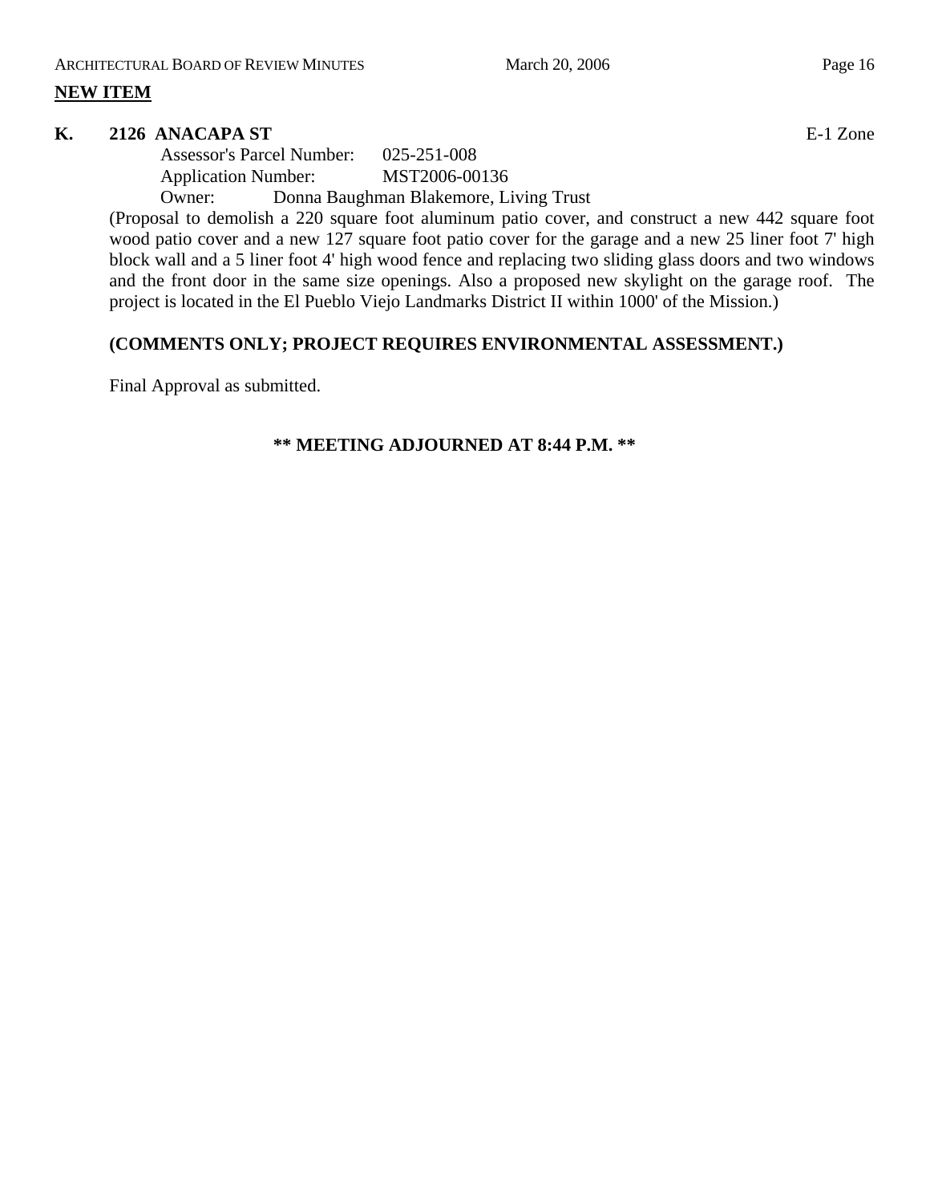## NEW ITEM

**K. 2126 ANACAPA ST** E-1 Zone

Assessor's Parcel Number: 025-251-008
Application Number: MST2006-00136
Owner: Donna Baughman Blakemore, Living Trust

(Proposal to demolish a 220 square foot aluminum patio cover, and construct a new 442 square foot wood patio cover and a new 127 square foot patio cover for the garage and a new 25 liner foot 7' high block wall and a 5 liner foot 4' high wood fence and replacing two sliding glass doors and two windows and the front door in the same size openings. Also a proposed new skylight on the garage roof. The project is located in the El Pueblo Viejo Landmarks District II within 1000' of the Mission.)

**(COMMENTS ONLY; PROJECT REQUIRES ENVIRONMENTAL ASSESSMENT.)**

Final Approval as submitted.

**\*\* MEETING ADJOURNED AT 8:44 P.M. \*\***